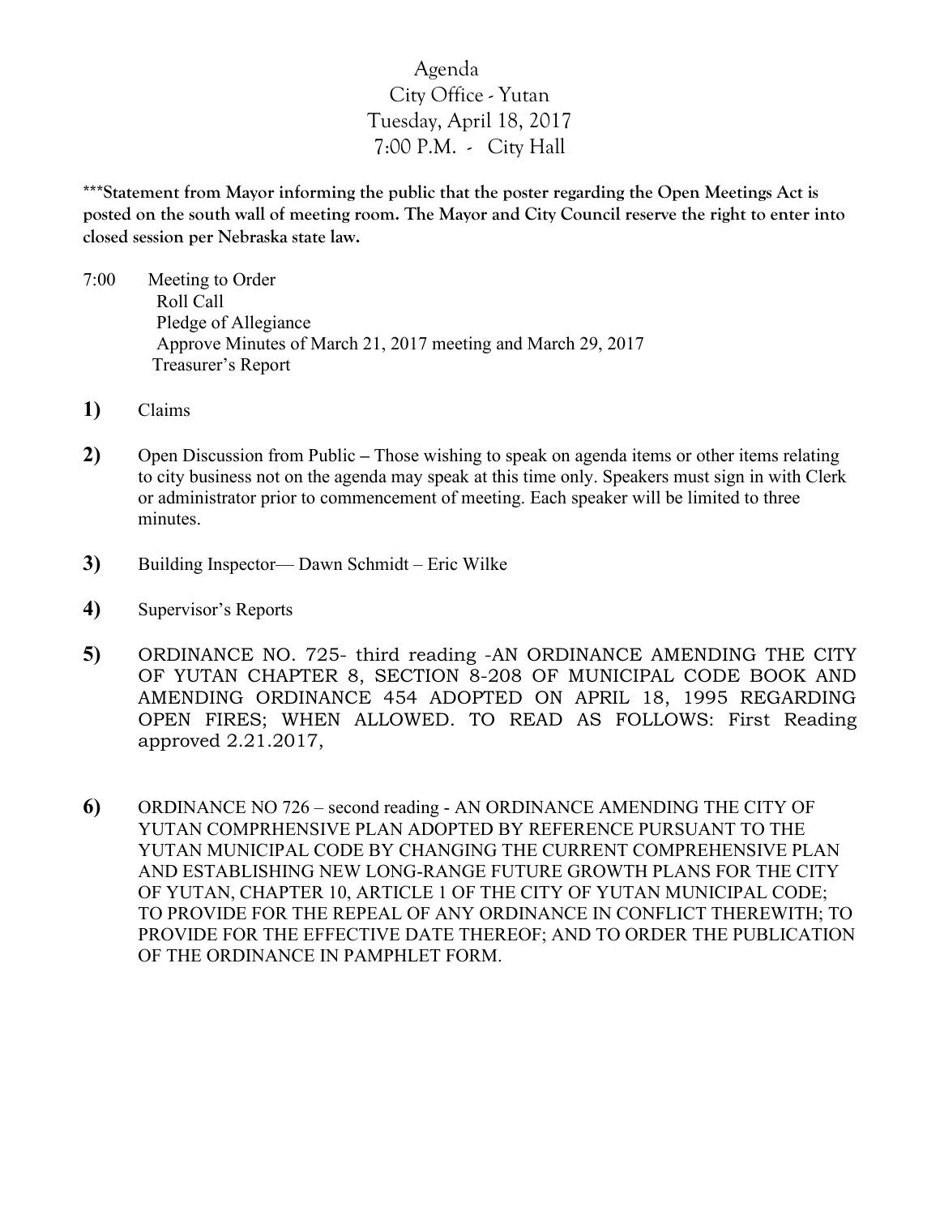# Agenda

City Office - Yutan
Tuesday, April 18, 2017
7:00 P.M. - City Hall

**\*\*\*Statement from Mayor informing the public that the poster regarding the Open Meetings Act is posted on the south wall of meeting room. The Mayor and City Council reserve the right to enter into closed session per Nebraska state law.**

7:00 Meeting to Order
Roll Call
Pledge of Allegiance
Approve Minutes of March 21, 2017 meeting and March 29, 2017
Treasurer's Report

**1)** Claims

**2)** Open Discussion from Public – Those wishing to speak on agenda items or other items relating to city business not on the agenda may speak at this time only. Speakers must sign in with Clerk or administrator prior to commencement of meeting. Each speaker will be limited to three minutes.

**3)** Building Inspector— Dawn Schmidt – Eric Wilke

**4)** Supervisor's Reports

**5)** ORDINANCE NO. 725- third reading -AN ORDINANCE AMENDING THE CITY OF YUTAN CHAPTER 8, SECTION 8-208 OF MUNICIPAL CODE BOOK AND AMENDING ORDINANCE 454 ADOPTED ON APRIL 18, 1995 REGARDING OPEN FIRES; WHEN ALLOWED. TO READ AS FOLLOWS: First Reading approved 2.21.2017,

**6)** ORDINANCE NO 726 – second reading - AN ORDINANCE AMENDING THE CITY OF YUTAN COMPRHENSIVE PLAN ADOPTED BY REFERENCE PURSUANT TO THE YUTAN MUNICIPAL CODE BY CHANGING THE CURRENT COMPREHENSIVE PLAN AND ESTABLISHING NEW LONG-RANGE FUTURE GROWTH PLANS FOR THE CITY OF YUTAN, CHAPTER 10, ARTICLE 1 OF THE CITY OF YUTAN MUNICIPAL CODE; TO PROVIDE FOR THE REPEAL OF ANY ORDINANCE IN CONFLICT THEREWITH; TO PROVIDE FOR THE EFFECTIVE DATE THEREOF; AND TO ORDER THE PUBLICATION OF THE ORDINANCE IN PAMPHLET FORM.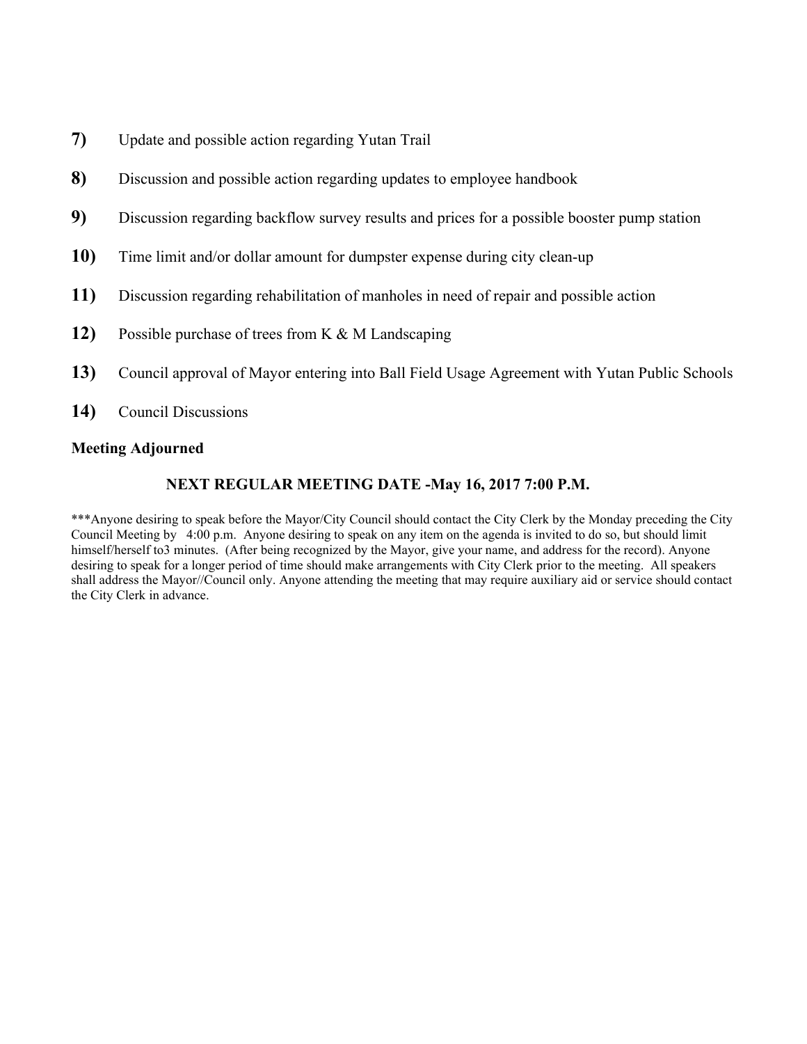**7)** Update and possible action regarding Yutan Trail

**8)** Discussion and possible action regarding updates to employee handbook

**9)** Discussion regarding backflow survey results and prices for a possible booster pump station

**10)** Time limit and/or dollar amount for dumpster expense during city clean-up

**11)** Discussion regarding rehabilitation of manholes in need of repair and possible action

**12)** Possible purchase of trees from K & M Landscaping

**13)** Council approval of Mayor entering into Ball Field Usage Agreement with Yutan Public Schools

**14)** Council Discussions

**Meeting Adjourned**

**NEXT REGULAR MEETING DATE -May 16, 2017 7:00 P.M.**

***Anyone desiring to speak before the Mayor/City Council should contact the City Clerk by the Monday preceding the City Council Meeting by 4:00 p.m. Anyone desiring to speak on any item on the agenda is invited to do so, but should limit himself/herself to3 minutes. (After being recognized by the Mayor, give your name, and address for the record). Anyone desiring to speak for a longer period of time should make arrangements with City Clerk prior to the meeting. All speakers shall address the Mayor//Council only. Anyone attending the meeting that may require auxiliary aid or service should contact the City Clerk in advance.